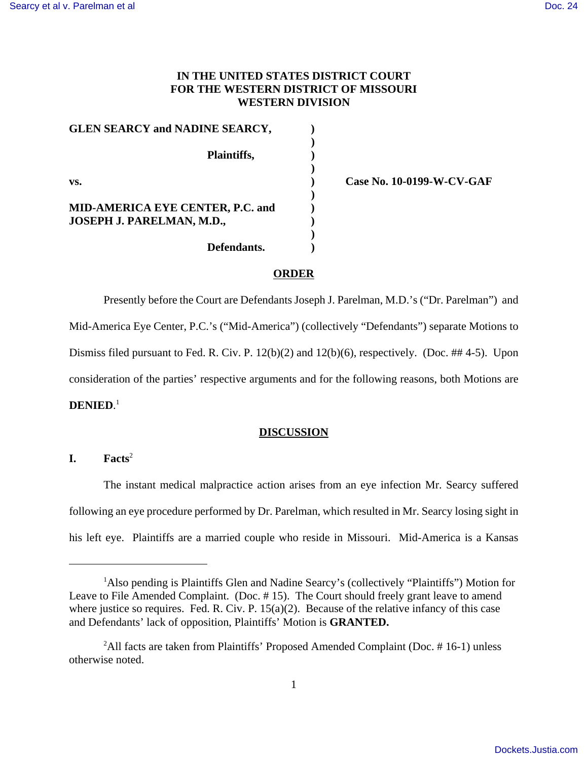# IN THE UNITED STATES DISTRICT COURT
# FOR THE WESTERN DISTRICT OF MISSOURI
# WESTERN DIVISION

**GLEN SEARCY and NADINE SEARCY,**

**Plaintiffs,**

**vs.** **Case No. 10-0199-W-CV-GAF**

**MID-AMERICA EYE CENTER, P.C. and JOSEPH J. PARELMAN, M.D.,**

**Defendants.**

## ORDER

Presently before the Court are Defendants Joseph J. Parelman, M.D.'s ("Dr. Parelman") and Mid-America Eye Center, P.C.'s ("Mid-America") (collectively "Defendants") separate Motions to Dismiss filed pursuant to Fed. R. Civ. P. 12(b)(2) and 12(b)(6), respectively. (Doc. ## 4-5). Upon consideration of the parties' respective arguments and for the following reasons, both Motions are **DENIED**.[1]

## DISCUSSION

### I. Facts[2]

The instant medical malpractice action arises from an eye infection Mr. Searcy suffered following an eye procedure performed by Dr. Parelman, which resulted in Mr. Searcy losing sight in his left eye. Plaintiffs are a married couple who reside in Missouri. Mid-America is a Kansas

---

[1]Also pending is Plaintiffs Glen and Nadine Searcy's (collectively "Plaintiffs") Motion for Leave to File Amended Complaint. (Doc. # 15). The Court should freely grant leave to amend where justice so requires. Fed. R. Civ. P. 15(a)(2). Because of the relative infancy of this case and Defendants' lack of opposition, Plaintiffs' Motion is **GRANTED.**

[2]All facts are taken from Plaintiffs' Proposed Amended Complaint (Doc. # 16-1) unless otherwise noted.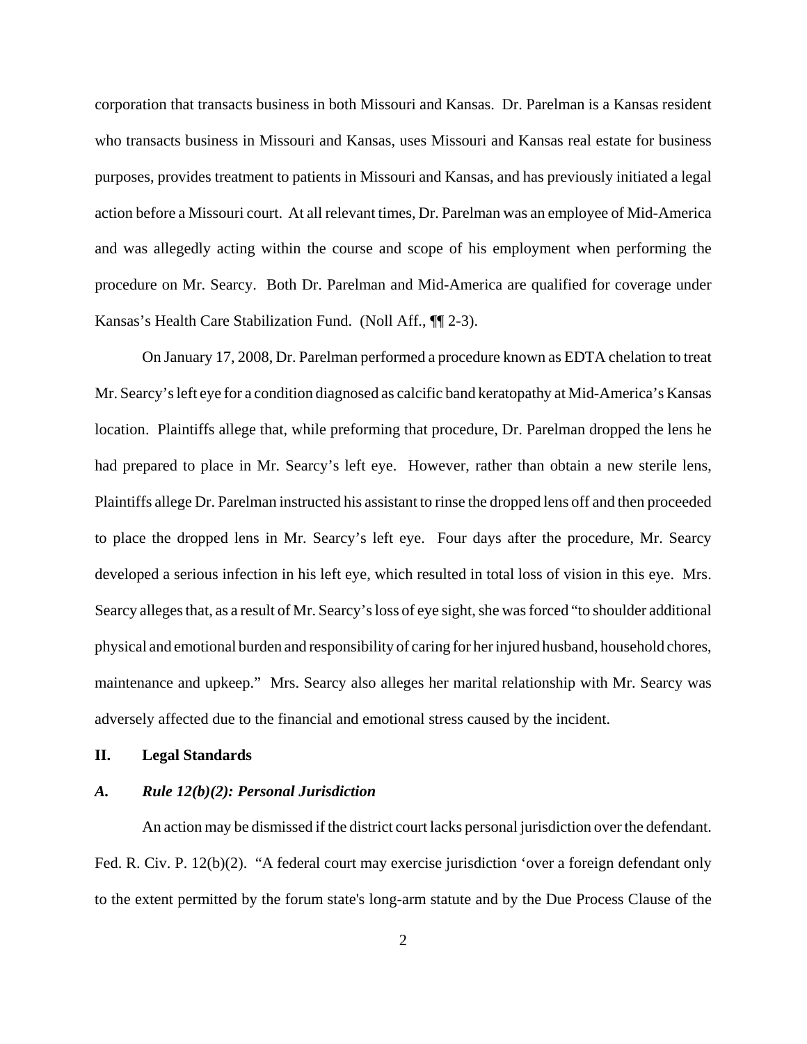corporation that transacts business in both Missouri and Kansas. Dr. Parelman is a Kansas resident who transacts business in Missouri and Kansas, uses Missouri and Kansas real estate for business purposes, provides treatment to patients in Missouri and Kansas, and has previously initiated a legal action before a Missouri court. At all relevant times, Dr. Parelman was an employee of Mid-America and was allegedly acting within the course and scope of his employment when performing the procedure on Mr. Searcy. Both Dr. Parelman and Mid-America are qualified for coverage under Kansas's Health Care Stabilization Fund. (Noll Aff., ¶¶ 2-3).

On January 17, 2008, Dr. Parelman performed a procedure known as EDTA chelation to treat Mr. Searcy's left eye for a condition diagnosed as calcific band keratopathy at Mid-America's Kansas location. Plaintiffs allege that, while preforming that procedure, Dr. Parelman dropped the lens he had prepared to place in Mr. Searcy's left eye. However, rather than obtain a new sterile lens, Plaintiffs allege Dr. Parelman instructed his assistant to rinse the dropped lens off and then proceeded to place the dropped lens in Mr. Searcy's left eye. Four days after the procedure, Mr. Searcy developed a serious infection in his left eye, which resulted in total loss of vision in this eye. Mrs. Searcy alleges that, as a result of Mr. Searcy's loss of eye sight, she was forced "to shoulder additional physical and emotional burden and responsibility of caring for her injured husband, household chores, maintenance and upkeep." Mrs. Searcy also alleges her marital relationship with Mr. Searcy was adversely affected due to the financial and emotional stress caused by the incident.

## II. Legal Standards

### *A. Rule 12(b)(2): Personal Jurisdiction*

An action may be dismissed if the district court lacks personal jurisdiction over the defendant. Fed. R. Civ. P. 12(b)(2). "A federal court may exercise jurisdiction 'over a foreign defendant only to the extent permitted by the forum state's long-arm statute and by the Due Process Clause of the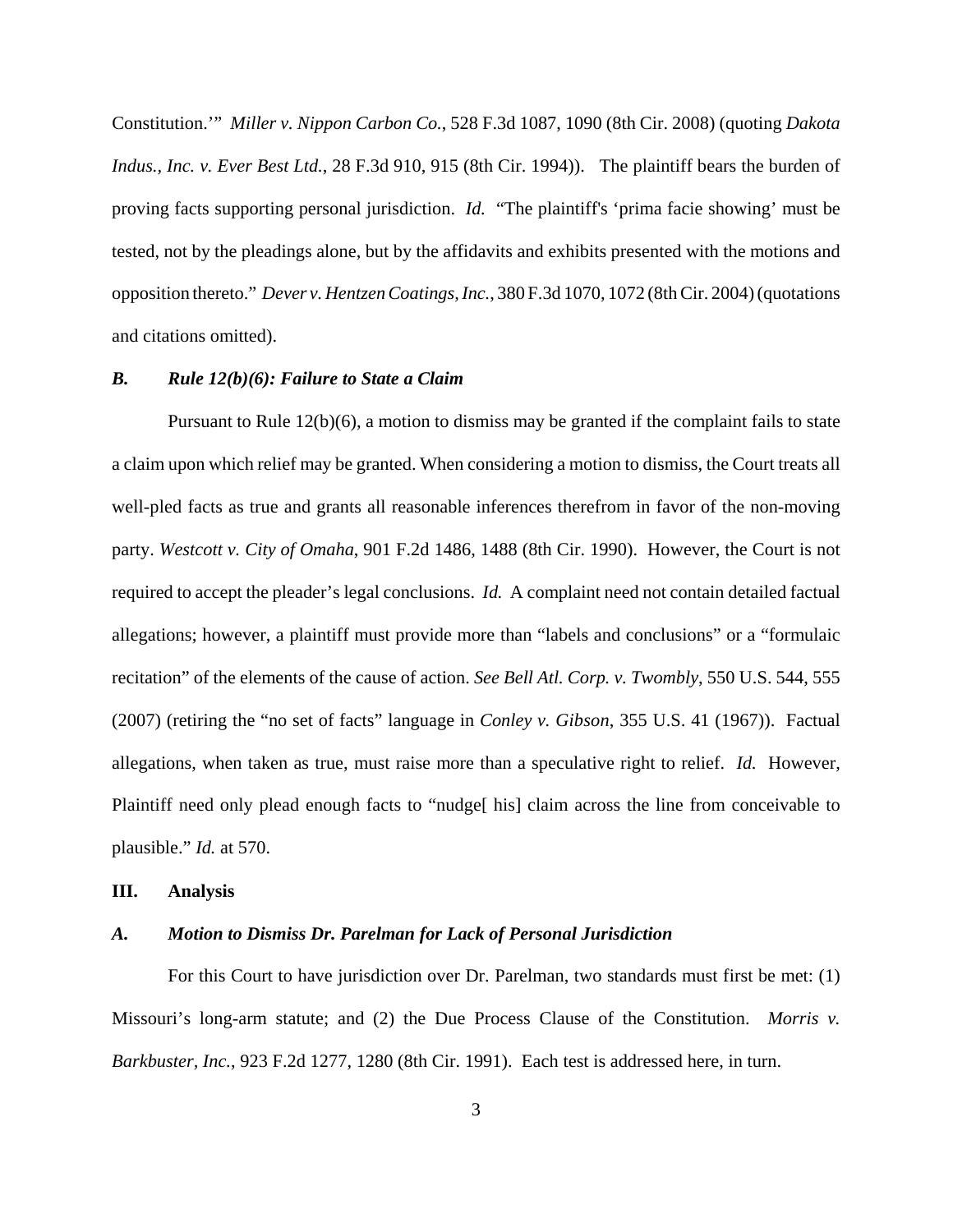Constitution.'" *Miller v. Nippon Carbon Co.*, 528 F.3d 1087, 1090 (8th Cir. 2008) (quoting *Dakota Indus., Inc. v. Ever Best Ltd.*, 28 F.3d 910, 915 (8th Cir. 1994)). The plaintiff bears the burden of proving facts supporting personal jurisdiction. *Id.* "The plaintiff's 'prima facie showing' must be tested, not by the pleadings alone, but by the affidavits and exhibits presented with the motions and opposition thereto." *Dever v. Hentzen Coatings, Inc.*, 380 F.3d 1070, 1072 (8th Cir. 2004) (quotations and citations omitted).

### *B. Rule 12(b)(6): Failure to State a Claim*

Pursuant to Rule 12(b)(6), a motion to dismiss may be granted if the complaint fails to state a claim upon which relief may be granted. When considering a motion to dismiss, the Court treats all well-pled facts as true and grants all reasonable inferences therefrom in favor of the non-moving party. *Westcott v. City of Omaha*, 901 F.2d 1486, 1488 (8th Cir. 1990). However, the Court is not required to accept the pleader's legal conclusions. *Id.* A complaint need not contain detailed factual allegations; however, a plaintiff must provide more than "labels and conclusions" or a "formulaic recitation" of the elements of the cause of action. *See Bell Atl. Corp. v. Twombly*, 550 U.S. 544, 555 (2007) (retiring the "no set of facts" language in *Conley v. Gibson*, 355 U.S. 41 (1967)). Factual allegations, when taken as true, must raise more than a speculative right to relief. *Id.* However, Plaintiff need only plead enough facts to "nudge[ his] claim across the line from conceivable to plausible." *Id.* at 570.

## III. Analysis

### *A. Motion to Dismiss Dr. Parelman for Lack of Personal Jurisdiction*

For this Court to have jurisdiction over Dr. Parelman, two standards must first be met: (1) Missouri's long-arm statute; and (2) the Due Process Clause of the Constitution. *Morris v. Barkbuster, Inc.*, 923 F.2d 1277, 1280 (8th Cir. 1991). Each test is addressed here, in turn.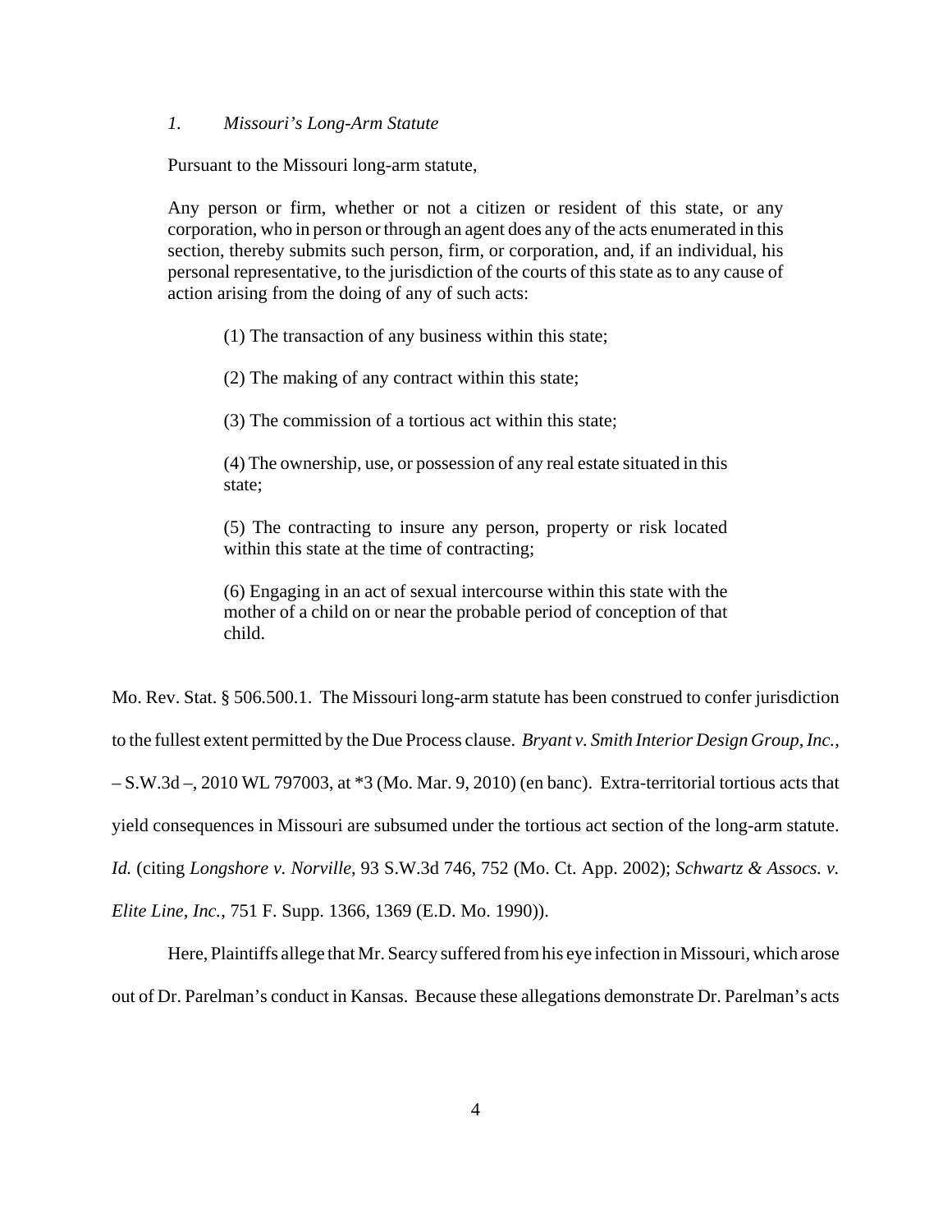### *1. Missouri's Long-Arm Statute*

Pursuant to the Missouri long-arm statute,

> Any person or firm, whether or not a citizen or resident of this state, or any corporation, who in person or through an agent does any of the acts enumerated in this section, thereby submits such person, firm, or corporation, and, if an individual, his personal representative, to the jurisdiction of the courts of this state as to any cause of action arising from the doing of any of such acts:
>
> (1) The transaction of any business within this state;
>
> (2) The making of any contract within this state;
>
> (3) The commission of a tortious act within this state;
>
> (4) The ownership, use, or possession of any real estate situated in this state;
>
> (5) The contracting to insure any person, property or risk located within this state at the time of contracting;
>
> (6) Engaging in an act of sexual intercourse within this state with the mother of a child on or near the probable period of conception of that child.

Mo. Rev. Stat. § 506.500.1. The Missouri long-arm statute has been construed to confer jurisdiction to the fullest extent permitted by the Due Process clause. *Bryant v. Smith Interior Design Group, Inc.*, – S.W.3d –, 2010 WL 797003, at *3 (Mo. Mar. 9, 2010) (en banc). Extra-territorial tortious acts that yield consequences in Missouri are subsumed under the tortious act section of the long-arm statute. *Id.* (citing *Longshore v. Norville*, 93 S.W.3d 746, 752 (Mo. Ct. App. 2002); *Schwartz & Assocs. v. Elite Line, Inc.*, 751 F. Supp. 1366, 1369 (E.D. Mo. 1990)).

Here, Plaintiffs allege that Mr. Searcy suffered from his eye infection in Missouri, which arose out of Dr. Parelman's conduct in Kansas. Because these allegations demonstrate Dr. Parelman's acts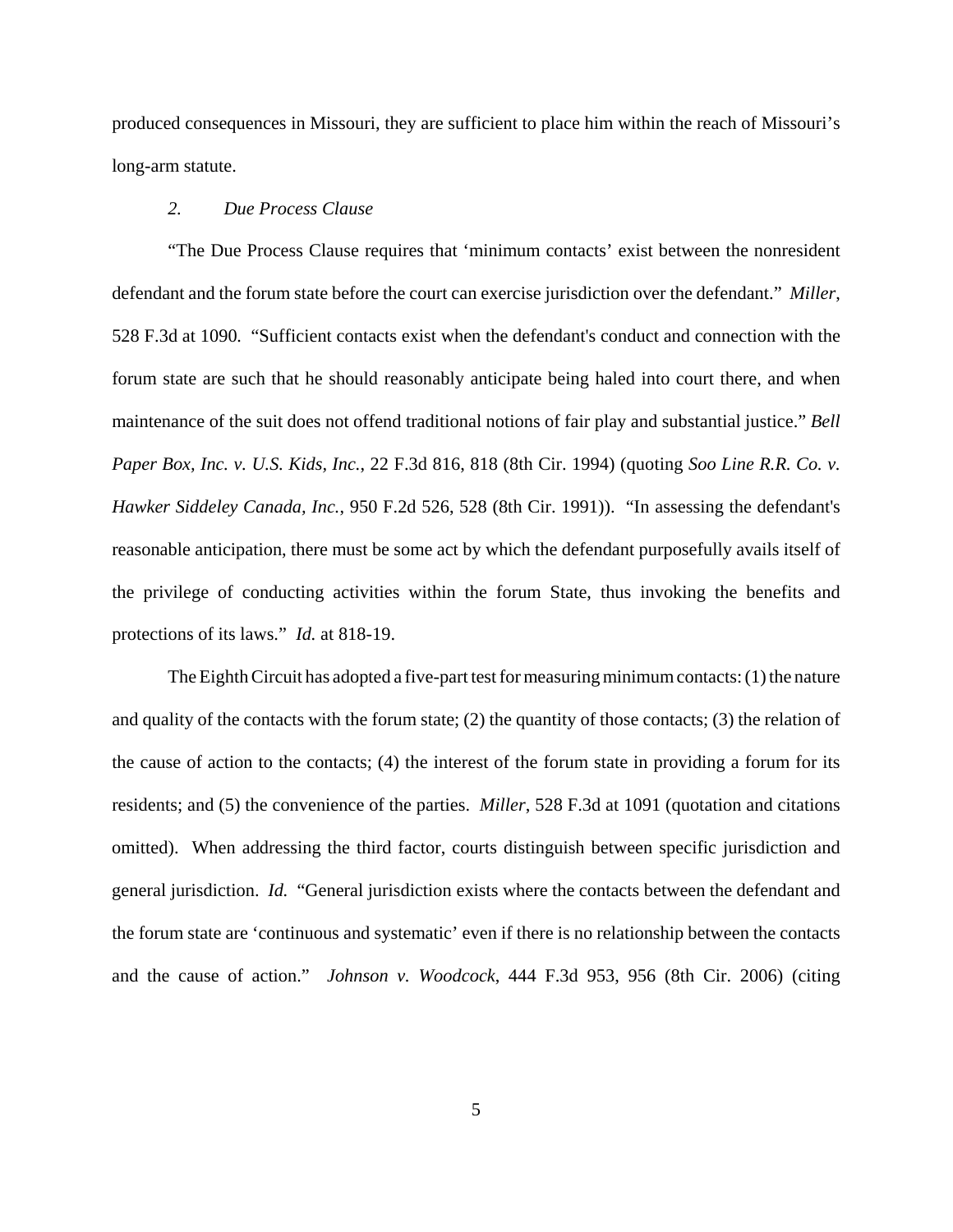produced consequences in Missouri, they are sufficient to place him within the reach of Missouri's long-arm statute.

*2. Due Process Clause*

"The Due Process Clause requires that 'minimum contacts' exist between the nonresident defendant and the forum state before the court can exercise jurisdiction over the defendant." *Miller*, 528 F.3d at 1090. "Sufficient contacts exist when the defendant's conduct and connection with the forum state are such that he should reasonably anticipate being haled into court there, and when maintenance of the suit does not offend traditional notions of fair play and substantial justice." *Bell Paper Box, Inc. v. U.S. Kids, Inc.*, 22 F.3d 816, 818 (8th Cir. 1994) (quoting *Soo Line R.R. Co. v. Hawker Siddeley Canada, Inc.*, 950 F.2d 526, 528 (8th Cir. 1991)). "In assessing the defendant's reasonable anticipation, there must be some act by which the defendant purposefully avails itself of the privilege of conducting activities within the forum State, thus invoking the benefits and protections of its laws." *Id.* at 818-19.

The Eighth Circuit has adopted a five-part test for measuring minimum contacts: (1) the nature and quality of the contacts with the forum state; (2) the quantity of those contacts; (3) the relation of the cause of action to the contacts; (4) the interest of the forum state in providing a forum for its residents; and (5) the convenience of the parties. *Miller*, 528 F.3d at 1091 (quotation and citations omitted). When addressing the third factor, courts distinguish between specific jurisdiction and general jurisdiction. *Id.* "General jurisdiction exists where the contacts between the defendant and the forum state are 'continuous and systematic' even if there is no relationship between the contacts and the cause of action." *Johnson v. Woodcock*, 444 F.3d 953, 956 (8th Cir. 2006) (citing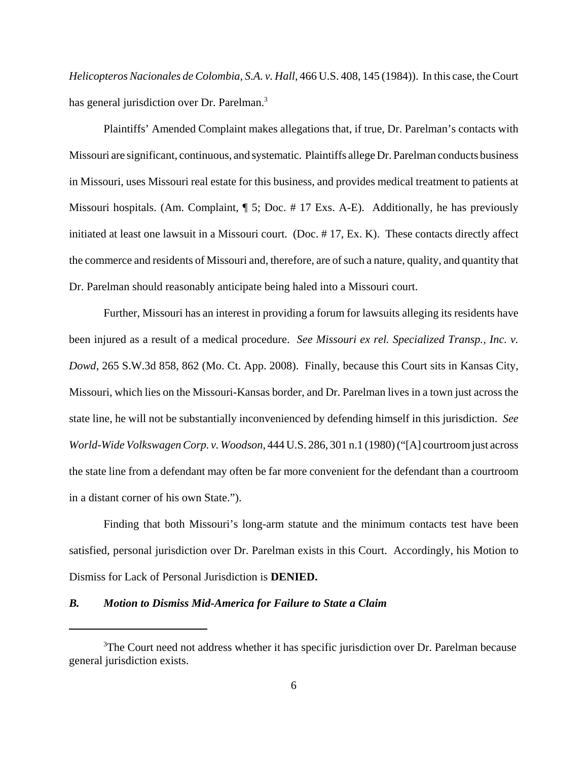*Helicopteros Nacionales de Colombia, S.A. v. Hall*, 466 U.S. 408, 145 (1984)). In this case, the Court has general jurisdiction over Dr. Parelman.[3]

Plaintiffs' Amended Complaint makes allegations that, if true, Dr. Parelman's contacts with Missouri are significant, continuous, and systematic. Plaintiffs allege Dr. Parelman conducts business in Missouri, uses Missouri real estate for this business, and provides medical treatment to patients at Missouri hospitals. (Am. Complaint, ¶ 5; Doc. # 17 Exs. A-E). Additionally, he has previously initiated at least one lawsuit in a Missouri court. (Doc. # 17, Ex. K). These contacts directly affect the commerce and residents of Missouri and, therefore, are of such a nature, quality, and quantity that Dr. Parelman should reasonably anticipate being haled into a Missouri court.

Further, Missouri has an interest in providing a forum for lawsuits alleging its residents have been injured as a result of a medical procedure. *See Missouri ex rel. Specialized Transp., Inc. v. Dowd*, 265 S.W.3d 858, 862 (Mo. Ct. App. 2008). Finally, because this Court sits in Kansas City, Missouri, which lies on the Missouri-Kansas border, and Dr. Parelman lives in a town just across the state line, he will not be substantially inconvenienced by defending himself in this jurisdiction. *See World-Wide Volkswagen Corp. v. Woodson*, 444 U.S. 286, 301 n.1 (1980) ("[A] courtroom just across the state line from a defendant may often be far more convenient for the defendant than a courtroom in a distant corner of his own State.").

Finding that both Missouri's long-arm statute and the minimum contacts test have been satisfied, personal jurisdiction over Dr. Parelman exists in this Court. Accordingly, his Motion to Dismiss for Lack of Personal Jurisdiction is **DENIED.**

### *B. Motion to Dismiss Mid-America for Failure to State a Claim*

---

[3] The Court need not address whether it has specific jurisdiction over Dr. Parelman because general jurisdiction exists.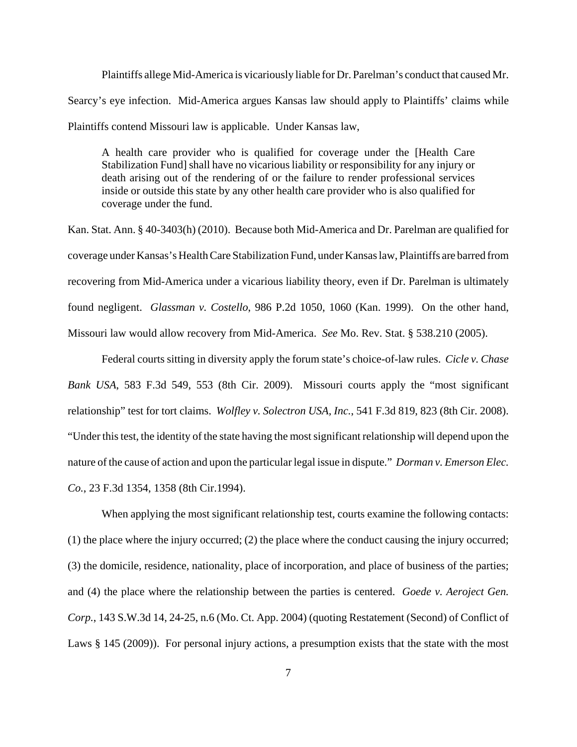Plaintiffs allege Mid-America is vicariously liable for Dr. Parelman's conduct that caused Mr. Searcy's eye infection. Mid-America argues Kansas law should apply to Plaintiffs' claims while Plaintiffs contend Missouri law is applicable. Under Kansas law,

> A health care provider who is qualified for coverage under the [Health Care Stabilization Fund] shall have no vicarious liability or responsibility for any injury or death arising out of the rendering of or the failure to render professional services inside or outside this state by any other health care provider who is also qualified for coverage under the fund.

Kan. Stat. Ann. § 40-3403(h) (2010). Because both Mid-America and Dr. Parelman are qualified for coverage under Kansas's Health Care Stabilization Fund, under Kansas law, Plaintiffs are barred from recovering from Mid-America under a vicarious liability theory, even if Dr. Parelman is ultimately found negligent. *Glassman v. Costello*, 986 P.2d 1050, 1060 (Kan. 1999). On the other hand, Missouri law would allow recovery from Mid-America. *See* Mo. Rev. Stat. § 538.210 (2005).

Federal courts sitting in diversity apply the forum state's choice-of-law rules. *Cicle v. Chase Bank USA*, 583 F.3d 549, 553 (8th Cir. 2009). Missouri courts apply the "most significant relationship" test for tort claims. *Wolfley v. Solectron USA, Inc.*, 541 F.3d 819, 823 (8th Cir. 2008). "Under this test, the identity of the state having the most significant relationship will depend upon the nature of the cause of action and upon the particular legal issue in dispute." *Dorman v. Emerson Elec. Co.*, 23 F.3d 1354, 1358 (8th Cir.1994).

When applying the most significant relationship test, courts examine the following contacts: (1) the place where the injury occurred; (2) the place where the conduct causing the injury occurred; (3) the domicile, residence, nationality, place of incorporation, and place of business of the parties; and (4) the place where the relationship between the parties is centered. *Goede v. Aeroject Gen. Corp.*, 143 S.W.3d 14, 24-25, n.6 (Mo. Ct. App. 2004) (quoting Restatement (Second) of Conflict of Laws § 145 (2009)). For personal injury actions, a presumption exists that the state with the most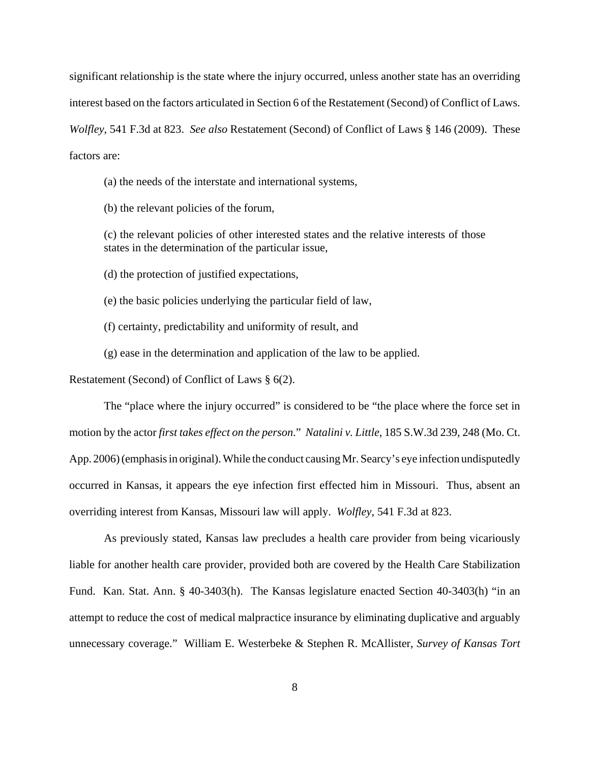significant relationship is the state where the injury occurred, unless another state has an overriding interest based on the factors articulated in Section 6 of the Restatement (Second) of Conflict of Laws. *Wolfley*, 541 F.3d at 823. *See also* Restatement (Second) of Conflict of Laws § 146 (2009). These factors are:

> (a) the needs of the interstate and international systems,
>
> (b) the relevant policies of the forum,
>
> (c) the relevant policies of other interested states and the relative interests of those states in the determination of the particular issue,
>
> (d) the protection of justified expectations,
>
> (e) the basic policies underlying the particular field of law,
>
> (f) certainty, predictability and uniformity of result, and
>
> (g) ease in the determination and application of the law to be applied.

Restatement (Second) of Conflict of Laws § 6(2).

The "place where the injury occurred" is considered to be "the place where the force set in motion by the actor *first takes effect on the person*." *Natalini v. Little*, 185 S.W.3d 239, 248 (Mo. Ct. App. 2006) (emphasis in original). While the conduct causing Mr. Searcy's eye infection undisputedly occurred in Kansas, it appears the eye infection first effected him in Missouri. Thus, absent an overriding interest from Kansas, Missouri law will apply. *Wolfley*, 541 F.3d at 823.

As previously stated, Kansas law precludes a health care provider from being vicariously liable for another health care provider, provided both are covered by the Health Care Stabilization Fund. Kan. Stat. Ann. § 40-3403(h). The Kansas legislature enacted Section 40-3403(h) "in an attempt to reduce the cost of medical malpractice insurance by eliminating duplicative and arguably unnecessary coverage." William E. Westerbeke & Stephen R. McAllister, *Survey of Kansas Tort*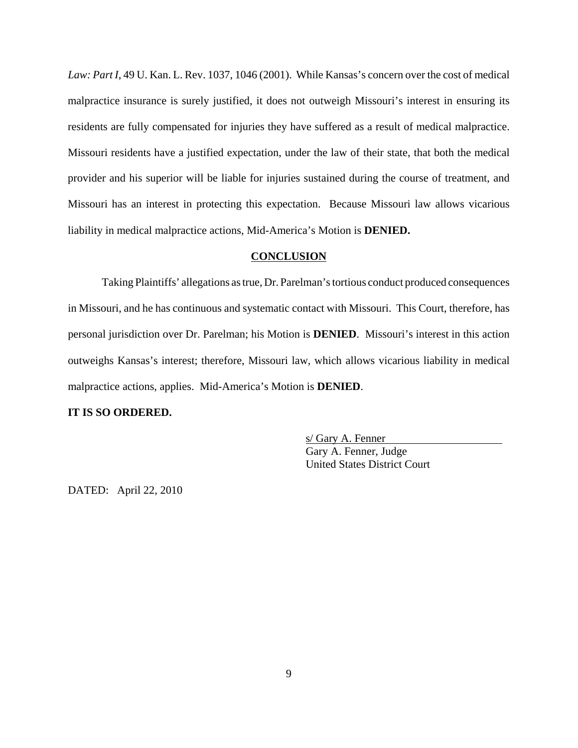*Law: Part I*, 49 U. Kan. L. Rev. 1037, 1046 (2001). While Kansas's concern over the cost of medical malpractice insurance is surely justified, it does not outweigh Missouri's interest in ensuring its residents are fully compensated for injuries they have suffered as a result of medical malpractice. Missouri residents have a justified expectation, under the law of their state, that both the medical provider and his superior will be liable for injuries sustained during the course of treatment, and Missouri has an interest in protecting this expectation. Because Missouri law allows vicarious liability in medical malpractice actions, Mid-America's Motion is **DENIED.**

## CONCLUSION

Taking Plaintiffs' allegations as true, Dr. Parelman's tortious conduct produced consequences in Missouri, and he has continuous and systematic contact with Missouri. This Court, therefore, has personal jurisdiction over Dr. Parelman; his Motion is **DENIED**. Missouri's interest in this action outweighs Kansas's interest; therefore, Missouri law, which allows vicarious liability in medical malpractice actions, applies. Mid-America's Motion is **DENIED**.

**IT IS SO ORDERED.**

s/ Gary A. Fenner
Gary A. Fenner, Judge
United States District Court

DATED: April 22, 2010